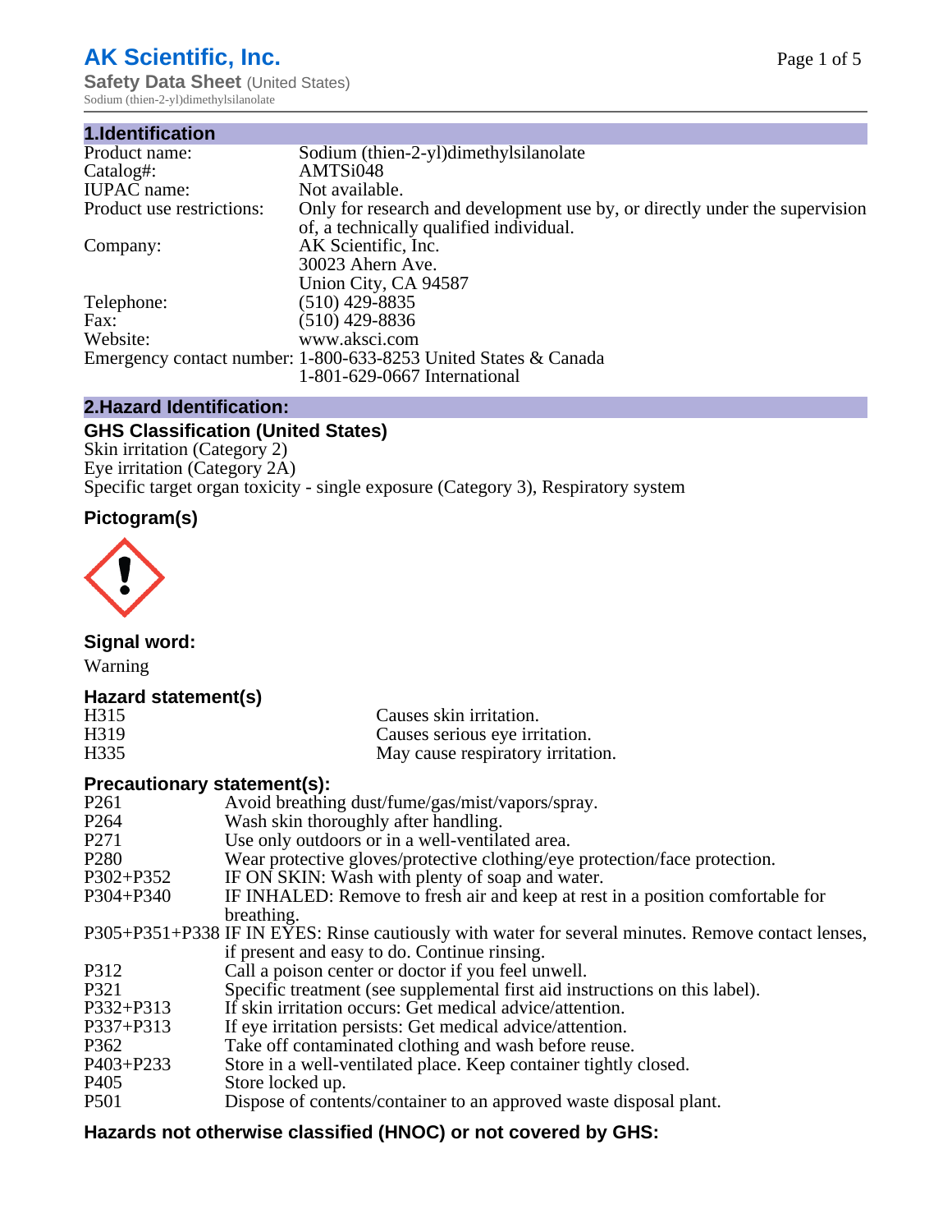# AK Scientific, Inc.

**Safety Data Sheet** (United States)
Sodium (thien-2-yl)dimethylsilanolate

## 1.Identification

| | |
|---|---|
| Product name: | Sodium (thien-2-yl)dimethylsilanolate |
| Catalog#: | AMTSi048 |
| IUPAC name: | Not available. |
| Product use restrictions: | Only for research and development use by, or directly under the supervision of, a technically qualified individual. |
| Company: | AK Scientific, Inc.<br>30023 Ahern Ave.<br>Union City, CA 94587 |
| Telephone: | (510) 429-8835 |
| Fax: | (510) 429-8836 |
| Website: | www.aksci.com |
| Emergency contact number: | 1-800-633-8253 United States & Canada<br>1-801-629-0667 International |

## 2.Hazard Identification:

### GHS Classification (United States)

Skin irritation (Category 2)
Eye irritation (Category 2A)
Specific target organ toxicity - single exposure (Category 3), Respiratory system

### Pictogram(s)

### Signal word:

Warning

### Hazard statement(s)

| | |
|---|---|
| H315 | Causes skin irritation. |
| H319 | Causes serious eye irritation. |
| H335 | May cause respiratory irritation. |

### Precautionary statement(s):

| | |
|---|---|
| P261 | Avoid breathing dust/fume/gas/mist/vapors/spray. |
| P264 | Wash skin thoroughly after handling. |
| P271 | Use only outdoors or in a well-ventilated area. |
| P280 | Wear protective gloves/protective clothing/eye protection/face protection. |
| P302+P352 | IF ON SKIN: Wash with plenty of soap and water. |
| P304+P340 | IF INHALED: Remove to fresh air and keep at rest in a position comfortable for breathing. |
| P305+P351+P338 | IF IN EYES: Rinse cautiously with water for several minutes. Remove contact lenses, if present and easy to do. Continue rinsing. |
| P312 | Call a poison center or doctor if you feel unwell. |
| P321 | Specific treatment (see supplemental first aid instructions on this label). |
| P332+P313 | If skin irritation occurs: Get medical advice/attention. |
| P337+P313 | If eye irritation persists: Get medical advice/attention. |
| P362 | Take off contaminated clothing and wash before reuse. |
| P403+P233 | Store in a well-ventilated place. Keep container tightly closed. |
| P405 | Store locked up. |
| P501 | Dispose of contents/container to an approved waste disposal plant. |

### Hazards not otherwise classified (HNOC) or not covered by GHS: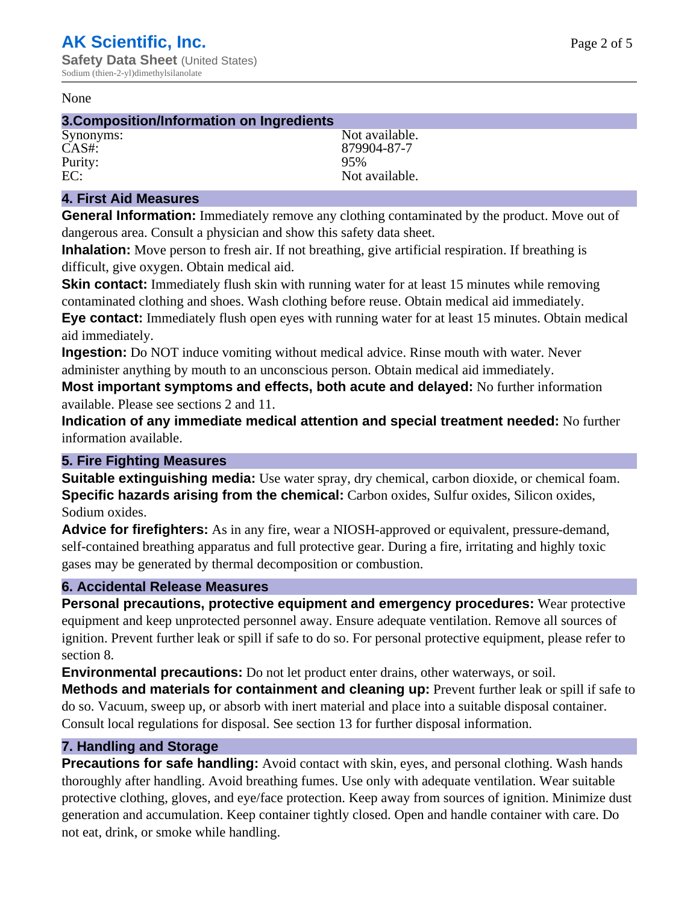None

## 3.Composition/Information on Ingredients

| | |
|---|---|
| Synonyms: | Not available. |
| CAS#: | 879904-87-7 |
| Purity: | 95% |
| EC: | Not available. |

## 4. First Aid Measures

**General Information:** Immediately remove any clothing contaminated by the product. Move out of dangerous area. Consult a physician and show this safety data sheet.

**Inhalation:** Move person to fresh air. If not breathing, give artificial respiration. If breathing is difficult, give oxygen. Obtain medical aid.

**Skin contact:** Immediately flush skin with running water for at least 15 minutes while removing contaminated clothing and shoes. Wash clothing before reuse. Obtain medical aid immediately.

**Eye contact:** Immediately flush open eyes with running water for at least 15 minutes. Obtain medical aid immediately.

**Ingestion:** Do NOT induce vomiting without medical advice. Rinse mouth with water. Never administer anything by mouth to an unconscious person. Obtain medical aid immediately.

**Most important symptoms and effects, both acute and delayed:** No further information available. Please see sections 2 and 11.

**Indication of any immediate medical attention and special treatment needed:** No further information available.

## 5. Fire Fighting Measures

**Suitable extinguishing media:** Use water spray, dry chemical, carbon dioxide, or chemical foam.

**Specific hazards arising from the chemical:** Carbon oxides, Sulfur oxides, Silicon oxides, Sodium oxides.

**Advice for firefighters:** As in any fire, wear a NIOSH-approved or equivalent, pressure-demand, self-contained breathing apparatus and full protective gear. During a fire, irritating and highly toxic gases may be generated by thermal decomposition or combustion.

## 6. Accidental Release Measures

**Personal precautions, protective equipment and emergency procedures:** Wear protective equipment and keep unprotected personnel away. Ensure adequate ventilation. Remove all sources of ignition. Prevent further leak or spill if safe to do so. For personal protective equipment, please refer to section 8.

**Environmental precautions:** Do not let product enter drains, other waterways, or soil.

**Methods and materials for containment and cleaning up:** Prevent further leak or spill if safe to do so. Vacuum, sweep up, or absorb with inert material and place into a suitable disposal container. Consult local regulations for disposal. See section 13 for further disposal information.

## 7. Handling and Storage

**Precautions for safe handling:** Avoid contact with skin, eyes, and personal clothing. Wash hands thoroughly after handling. Avoid breathing fumes. Use only with adequate ventilation. Wear suitable protective clothing, gloves, and eye/face protection. Keep away from sources of ignition. Minimize dust generation and accumulation. Keep container tightly closed. Open and handle container with care. Do not eat, drink, or smoke while handling.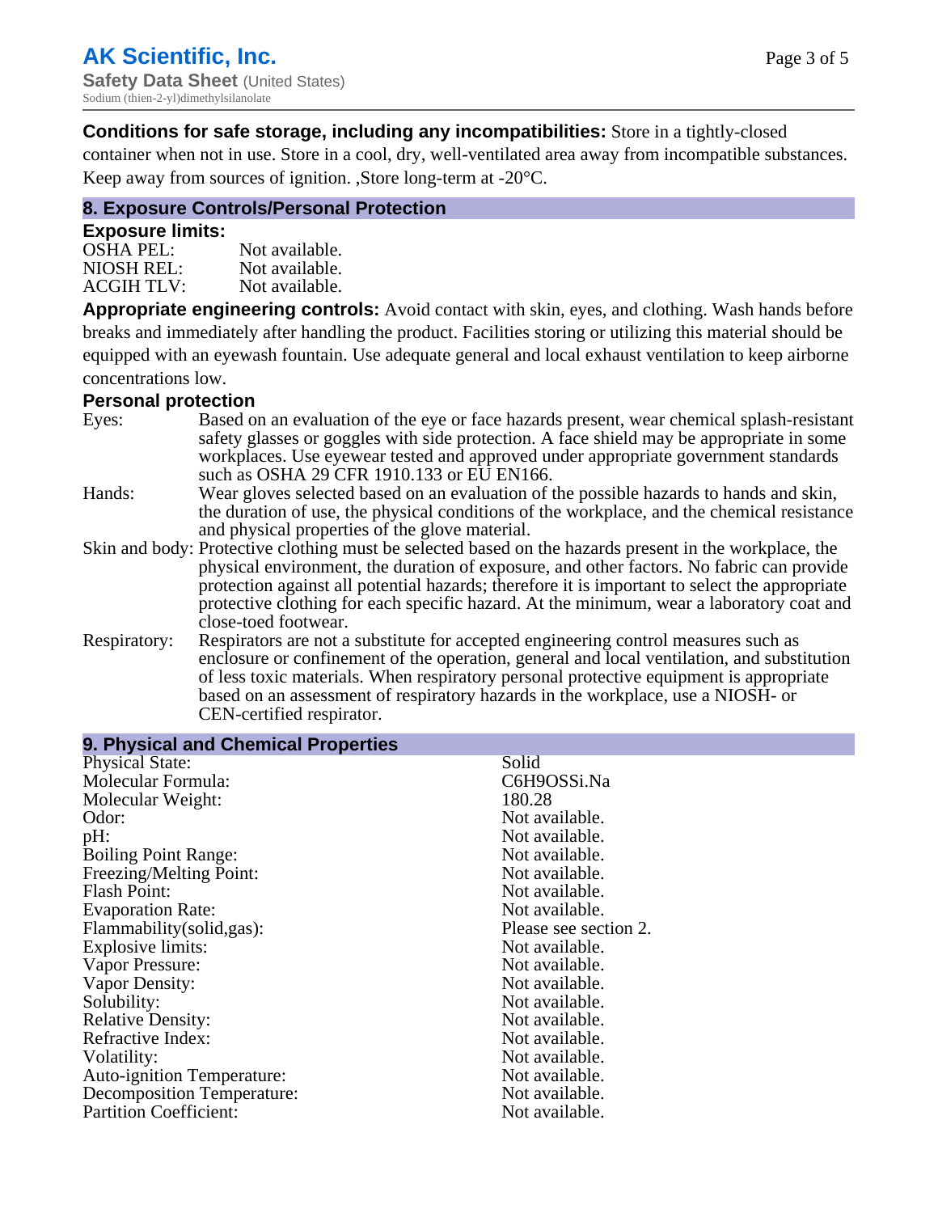**Conditions for safe storage, including any incompatibilities:** Store in a tightly-closed container when not in use. Store in a cool, dry, well-ventilated area away from incompatible substances. Keep away from sources of ignition. ,Store long-term at -20°C.

## 8. Exposure Controls/Personal Protection

### Exposure limits:

| | |
|---|---|
| OSHA PEL: | Not available. |
| NIOSH REL: | Not available. |
| ACGIH TLV: | Not available. |

**Appropriate engineering controls:** Avoid contact with skin, eyes, and clothing. Wash hands before breaks and immediately after handling the product. Facilities storing or utilizing this material should be equipped with an eyewash fountain. Use adequate general and local exhaust ventilation to keep airborne concentrations low.

### Personal protection

| | |
|---|---|
| Eyes: | Based on an evaluation of the eye or face hazards present, wear chemical splash-resistant safety glasses or goggles with side protection. A face shield may be appropriate in some workplaces. Use eyewear tested and approved under appropriate government standards such as OSHA 29 CFR 1910.133 or EU EN166. |
| Hands: | Wear gloves selected based on an evaluation of the possible hazards to hands and skin, the duration of use, the physical conditions of the workplace, and the chemical resistance and physical properties of the glove material. |
| Skin and body: | Protective clothing must be selected based on the hazards present in the workplace, the physical environment, the duration of exposure, and other factors. No fabric can provide protection against all potential hazards; therefore it is important to select the appropriate protective clothing for each specific hazard. At the minimum, wear a laboratory coat and close-toed footwear. |
| Respiratory: | Respirators are not a substitute for accepted engineering control measures such as enclosure or confinement of the operation, general and local ventilation, and substitution of less toxic materials. When respiratory personal protective equipment is appropriate based on an assessment of respiratory hazards in the workplace, use a NIOSH- or CEN-certified respirator. |

## 9. Physical and Chemical Properties

| | |
|---|---|
| Physical State: | Solid |
| Molecular Formula: | C6H9OSSi.Na |
| Molecular Weight: | 180.28 |
| Odor: | Not available. |
| pH: | Not available. |
| Boiling Point Range: | Not available. |
| Freezing/Melting Point: | Not available. |
| Flash Point: | Not available. |
| Evaporation Rate: | Not available. |
| Flammability(solid,gas): | Please see section 2. |
| Explosive limits: | Not available. |
| Vapor Pressure: | Not available. |
| Vapor Density: | Not available. |
| Solubility: | Not available. |
| Relative Density: | Not available. |
| Refractive Index: | Not available. |
| Volatility: | Not available. |
| Auto-ignition Temperature: | Not available. |
| Decomposition Temperature: | Not available. |
| Partition Coefficient: | Not available. |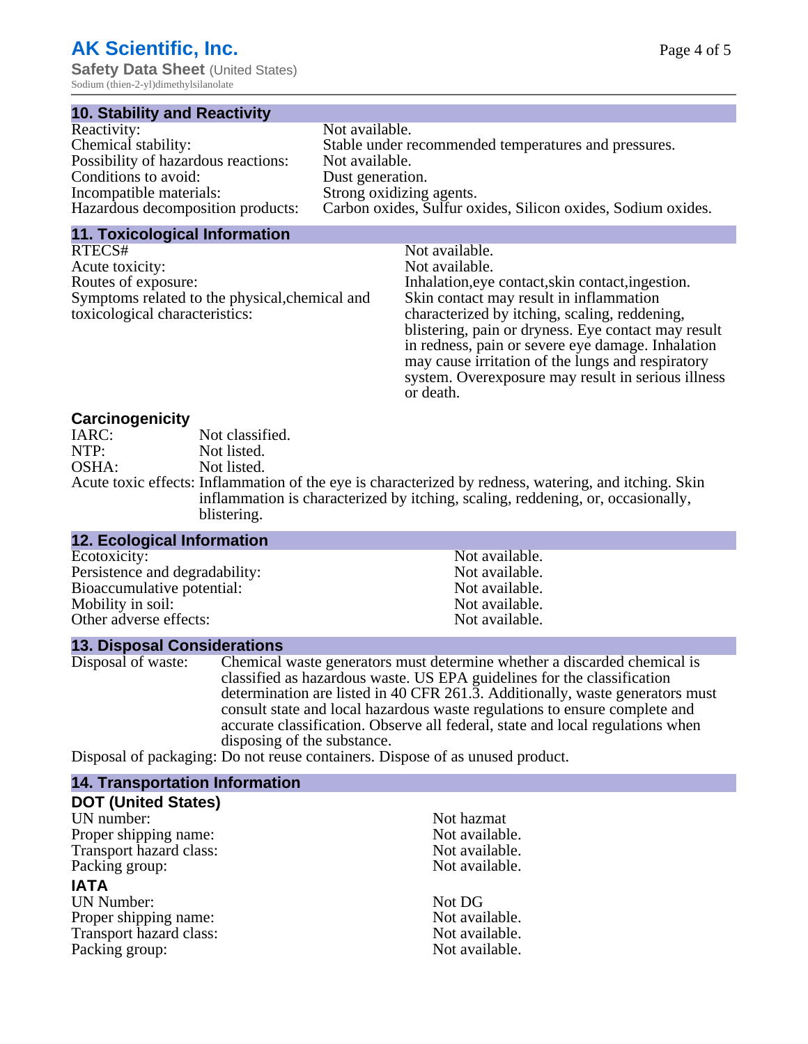## 10. Stability and Reactivity

| | |
|---|---|
| Reactivity: | Not available. |
| Chemical stability: | Stable under recommended temperatures and pressures. |
| Possibility of hazardous reactions: | Not available. |
| Conditions to avoid: | Dust generation. |
| Incompatible materials: | Strong oxidizing agents. |
| Hazardous decomposition products: | Carbon oxides, Sulfur oxides, Silicon oxides, Sodium oxides. |

## 11. Toxicological Information

| | |
|---|---|
| RTECS# | Not available. |
| Acute toxicity: | Not available. |
| Routes of exposure: | Inhalation,eye contact,skin contact,ingestion. |
| Symptoms related to the physical,chemical and toxicological characteristics: | Skin contact may result in inflammation characterized by itching, scaling, reddening, blistering, pain or dryness. Eye contact may result in redness, pain or severe eye damage. Inhalation may cause irritation of the lungs and respiratory system. Overexposure may result in serious illness or death. |

### Carcinogenicity

| | |
|---|---|
| IARC: | Not classified. |
| NTP: | Not listed. |
| OSHA: | Not listed. |
| Acute toxic effects: | Inflammation of the eye is characterized by redness, watering, and itching. Skin inflammation is characterized by itching, scaling, reddening, or, occasionally, blistering. |

## 12. Ecological Information

| | |
|---|---|
| Ecotoxicity: | Not available. |
| Persistence and degradability: | Not available. |
| Bioaccumulative potential: | Not available. |
| Mobility in soil: | Not available. |
| Other adverse effects: | Not available. |

## 13. Disposal Considerations

Disposal of waste: Chemical waste generators must determine whether a discarded chemical is classified as hazardous waste. US EPA guidelines for the classification determination are listed in 40 CFR 261.3. Additionally, waste generators must consult state and local hazardous waste regulations to ensure complete and accurate classification. Observe all federal, state and local regulations when disposing of the substance.

Disposal of packaging: Do not reuse containers. Dispose of as unused product.

## 14. Transportation Information

### DOT (United States)

| | |
|---|---|
| UN number: | Not hazmat |
| Proper shipping name: | Not available. |
| Transport hazard class: | Not available. |
| Packing group: | Not available. |

### IATA

| | |
|---|---|
| UN Number: | Not DG |
| Proper shipping name: | Not available. |
| Transport hazard class: | Not available. |
| Packing group: | Not available. |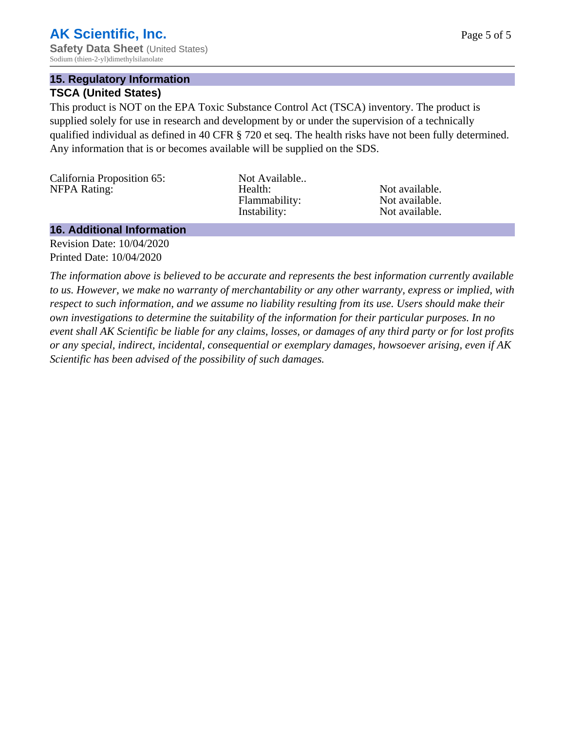## 15. Regulatory Information

### TSCA (United States)

This product is NOT on the EPA Toxic Substance Control Act (TSCA) inventory. The product is supplied solely for use in research and development by or under the supervision of a technically qualified individual as defined in 40 CFR § 720 et seq. The health risks have not been fully determined. Any information that is or becomes available will be supplied on the SDS.

| | | |
|---|---|---|
| California Proposition 65: | Not Available.. | |
| NFPA Rating: | Health: | Not available. |
| | Flammability: | Not available. |
| | Instability: | Not available. |

## 16. Additional Information

Revision Date: 10/04/2020
Printed Date: 10/04/2020

*The information above is believed to be accurate and represents the best information currently available to us. However, we make no warranty of merchantability or any other warranty, express or implied, with respect to such information, and we assume no liability resulting from its use. Users should make their own investigations to determine the suitability of the information for their particular purposes. In no event shall AK Scientific be liable for any claims, losses, or damages of any third party or for lost profits or any special, indirect, incidental, consequential or exemplary damages, howsoever arising, even if AK Scientific has been advised of the possibility of such damages.*